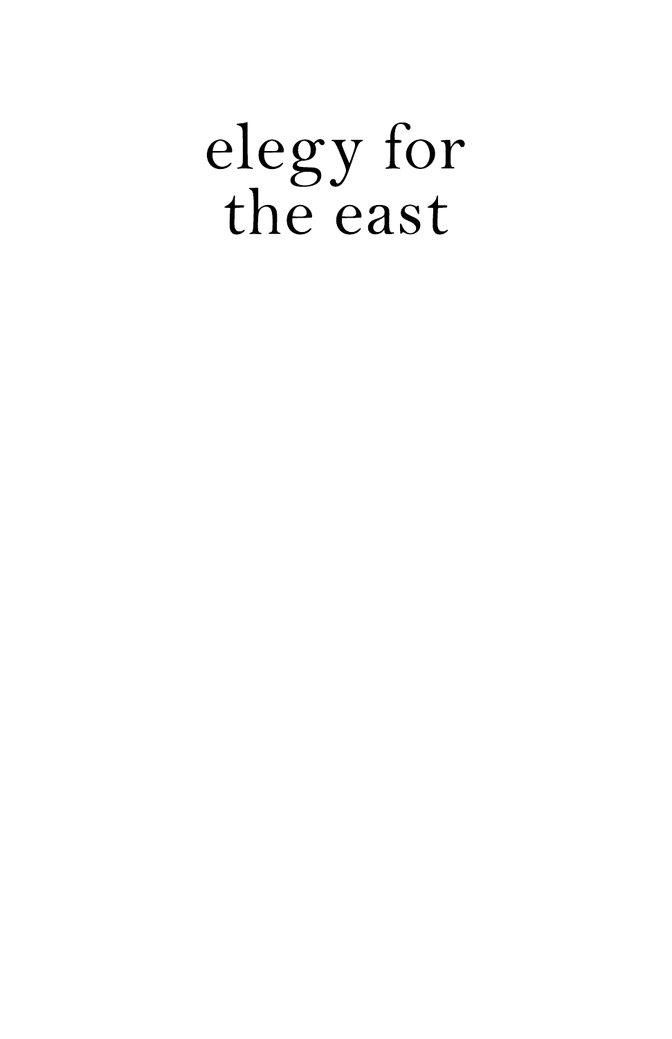# elegy for the east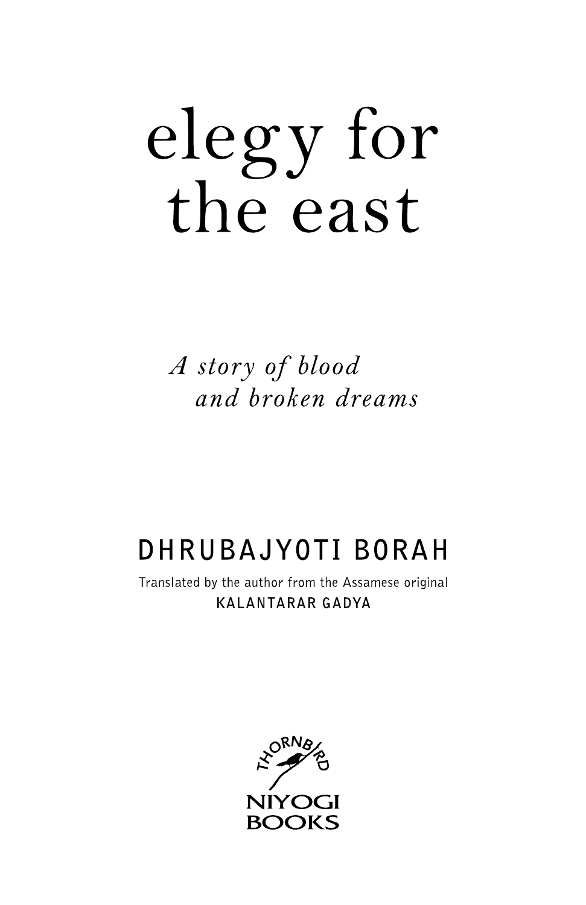# elegy for the east

*A story of blood and broken dreams*

**DHRUBAJYOTI BORAH**

Translated by the author from the Assamese original

**KALANTARAR GADYA**

THORNBIRD

NIYOGI BOOKS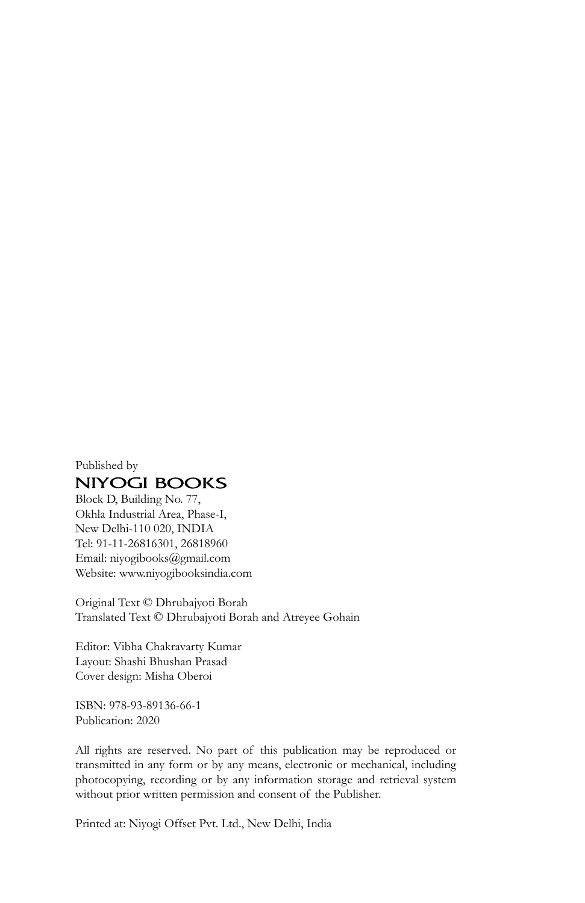Published by

**NIYOGI BOOKS**

Block D, Building No. 77,
Okhla Industrial Area, Phase-I,
New Delhi-110 020, INDIA
Tel: 91-11-26816301, 26818960
Email: niyogibooks@gmail.com
Website: www.niyogibooksindia.com

Original Text © Dhrubajyoti Borah
Translated Text © Dhrubajyoti Borah and Atreyee Gohain

Editor: Vibha Chakravarty Kumar
Layout: Shashi Bhushan Prasad
Cover design: Misha Oberoi

ISBN: 978-93-89136-66-1
Publication: 2020

All rights are reserved. No part of this publication may be reproduced or transmitted in any form or by any means, electronic or mechanical, including photocopying, recording or by any information storage and retrieval system without prior written permission and consent of the Publisher.

Printed at: Niyogi Offset Pvt. Ltd., New Delhi, India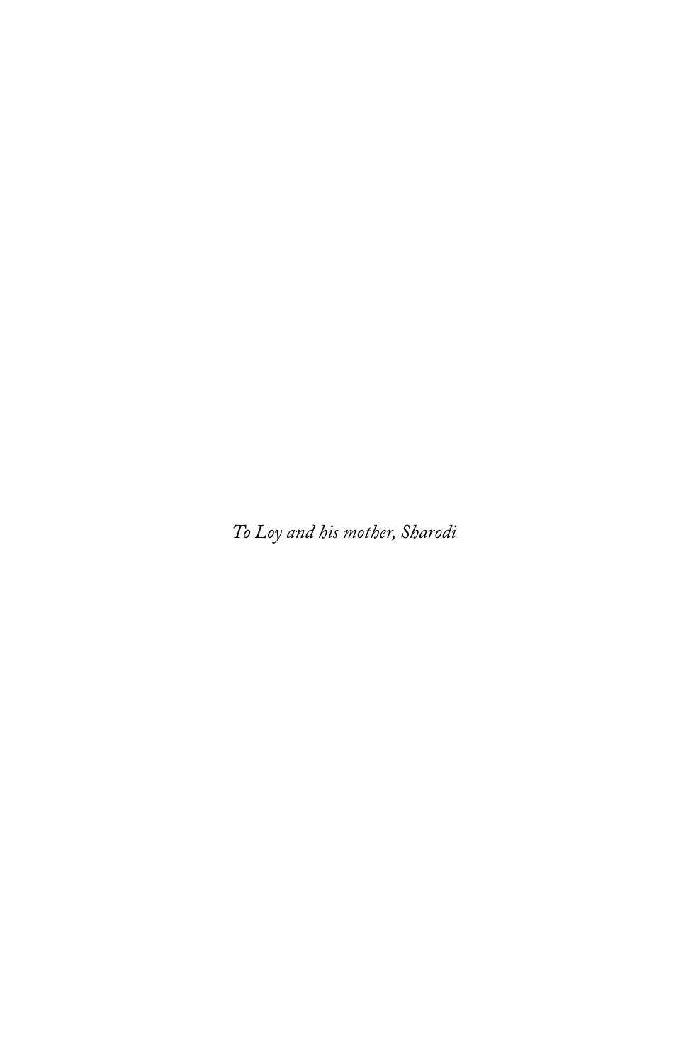*To Loy and his mother, Sharodi*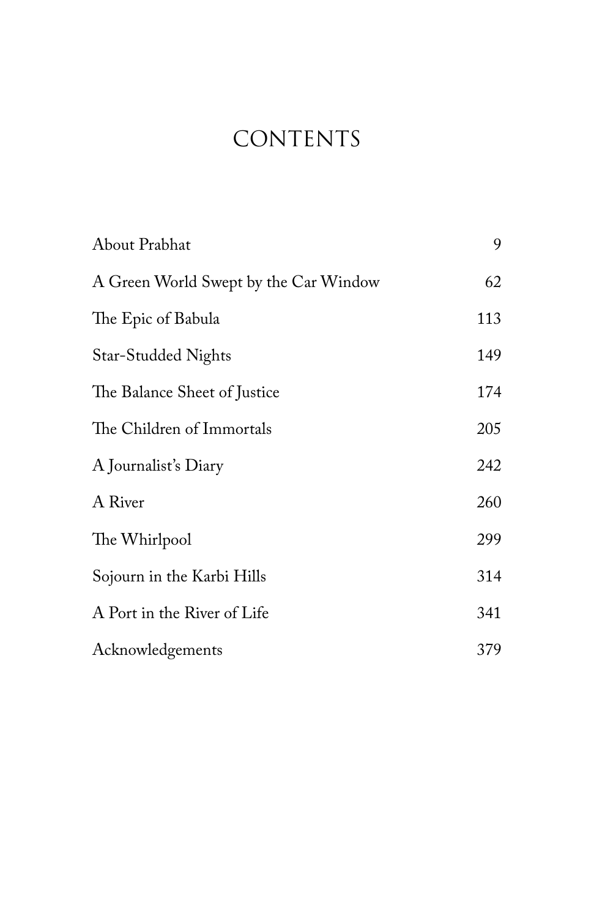# CONTENTS

| | |
|---|---|
| About Prabhat | 9 |
| A Green World Swept by the Car Window | 62 |
| The Epic of Babula | 113 |
| Star-Studded Nights | 149 |
| The Balance Sheet of Justice | 174 |
| The Children of Immortals | 205 |
| A Journalist's Diary | 242 |
| A River | 260 |
| The Whirlpool | 299 |
| Sojourn in the Karbi Hills | 314 |
| A Port in the River of Life | 341 |
| Acknowledgements | 379 |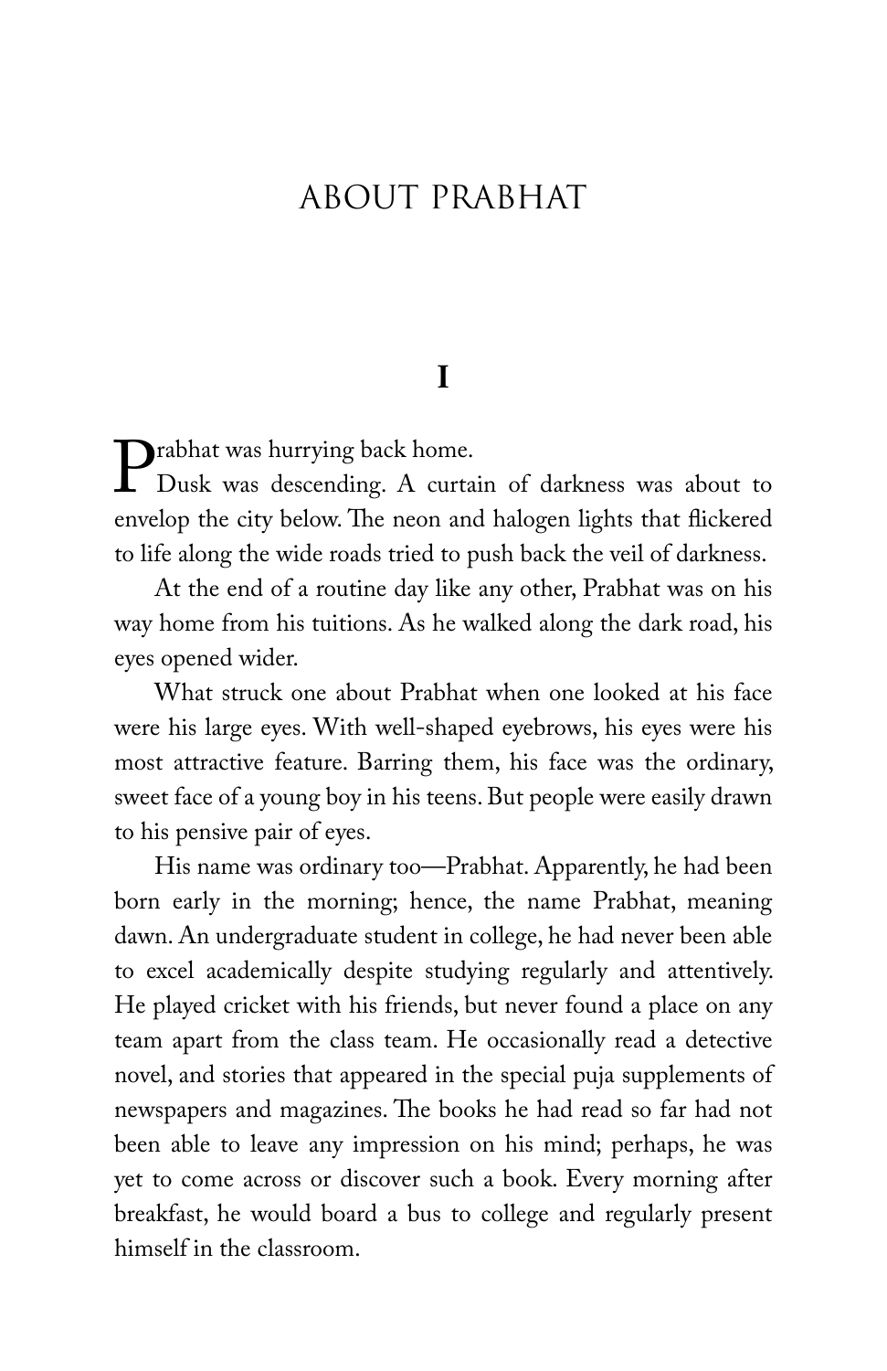# ABOUT PRABHAT

## I

Prabhat was hurrying back home.

Dusk was descending. A curtain of darkness was about to envelop the city below. The neon and halogen lights that flickered to life along the wide roads tried to push back the veil of darkness.

At the end of a routine day like any other, Prabhat was on his way home from his tuitions. As he walked along the dark road, his eyes opened wider.

What struck one about Prabhat when one looked at his face were his large eyes. With well-shaped eyebrows, his eyes were his most attractive feature. Barring them, his face was the ordinary, sweet face of a young boy in his teens. But people were easily drawn to his pensive pair of eyes.

His name was ordinary too—Prabhat. Apparently, he had been born early in the morning; hence, the name Prabhat, meaning dawn. An undergraduate student in college, he had never been able to excel academically despite studying regularly and attentively. He played cricket with his friends, but never found a place on any team apart from the class team. He occasionally read a detective novel, and stories that appeared in the special puja supplements of newspapers and magazines. The books he had read so far had not been able to leave any impression on his mind; perhaps, he was yet to come across or discover such a book. Every morning after breakfast, he would board a bus to college and regularly present himself in the classroom.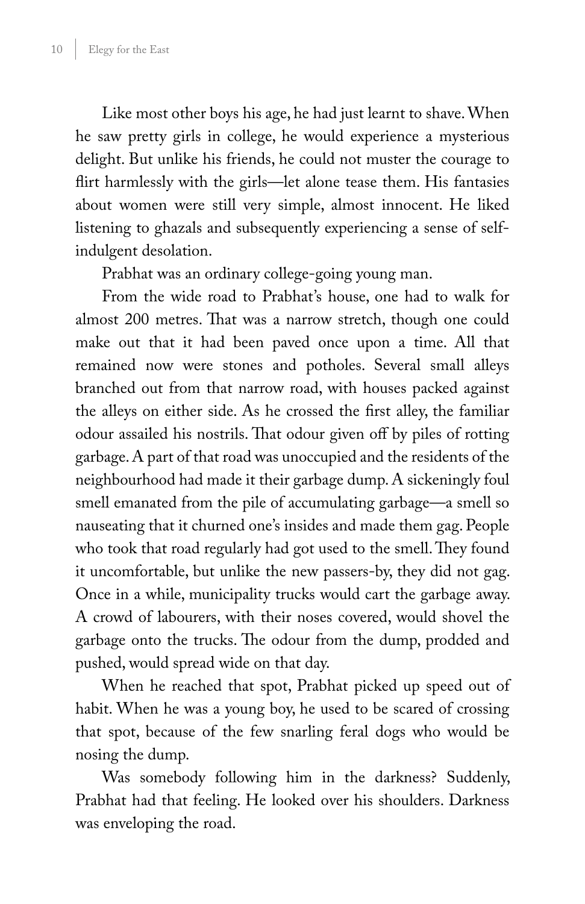Like most other boys his age, he had just learnt to shave. When he saw pretty girls in college, he would experience a mysterious delight. But unlike his friends, he could not muster the courage to flirt harmlessly with the girls—let alone tease them. His fantasies about women were still very simple, almost innocent. He liked listening to ghazals and subsequently experiencing a sense of self-indulgent desolation.

Prabhat was an ordinary college-going young man.

From the wide road to Prabhat's house, one had to walk for almost 200 metres. That was a narrow stretch, though one could make out that it had been paved once upon a time. All that remained now were stones and potholes. Several small alleys branched out from that narrow road, with houses packed against the alleys on either side. As he crossed the first alley, the familiar odour assailed his nostrils. That odour given off by piles of rotting garbage. A part of that road was unoccupied and the residents of the neighbourhood had made it their garbage dump. A sickeningly foul smell emanated from the pile of accumulating garbage—a smell so nauseating that it churned one's insides and made them gag. People who took that road regularly had got used to the smell. They found it uncomfortable, but unlike the new passers-by, they did not gag. Once in a while, municipality trucks would cart the garbage away. A crowd of labourers, with their noses covered, would shovel the garbage onto the trucks. The odour from the dump, prodded and pushed, would spread wide on that day.

When he reached that spot, Prabhat picked up speed out of habit. When he was a young boy, he used to be scared of crossing that spot, because of the few snarling feral dogs who would be nosing the dump.

Was somebody following him in the darkness? Suddenly, Prabhat had that feeling. He looked over his shoulders. Darkness was enveloping the road.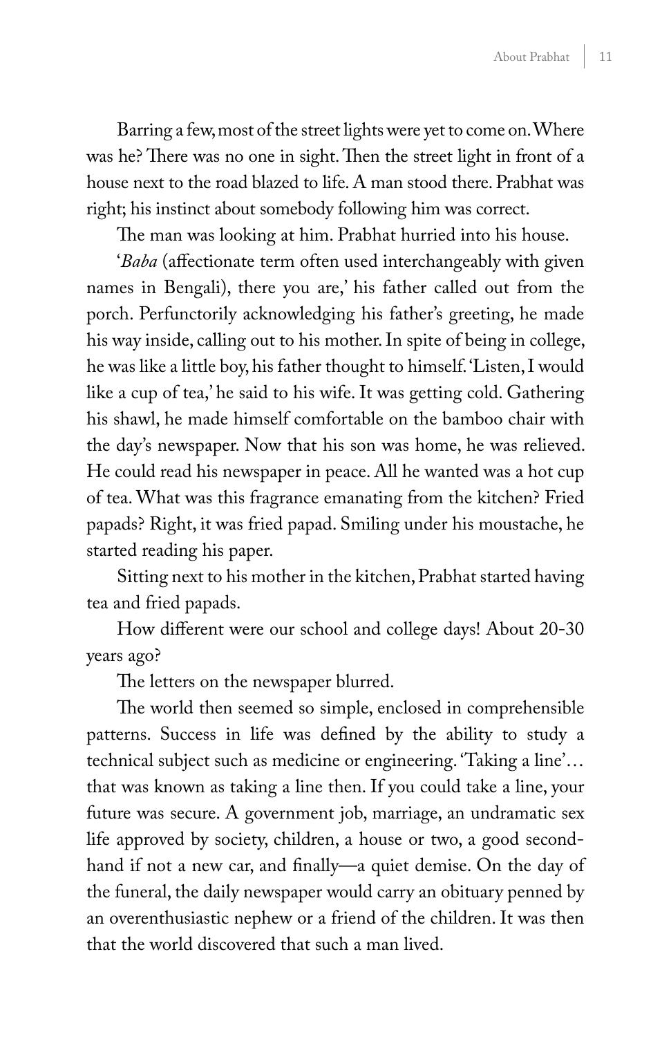Barring a few, most of the street lights were yet to come on. Where was he? There was no one in sight. Then the street light in front of a house next to the road blazed to life. A man stood there. Prabhat was right; his instinct about somebody following him was correct.

The man was looking at him. Prabhat hurried into his house.

'*Baba* (affectionate term often used interchangeably with given names in Bengali), there you are,' his father called out from the porch. Perfunctorily acknowledging his father's greeting, he made his way inside, calling out to his mother. In spite of being in college, he was like a little boy, his father thought to himself. 'Listen, I would like a cup of tea,' he said to his wife. It was getting cold. Gathering his shawl, he made himself comfortable on the bamboo chair with the day's newspaper. Now that his son was home, he was relieved. He could read his newspaper in peace. All he wanted was a hot cup of tea. What was this fragrance emanating from the kitchen? Fried papads? Right, it was fried papad. Smiling under his moustache, he started reading his paper.

Sitting next to his mother in the kitchen, Prabhat started having tea and fried papads.

How different were our school and college days! About 20-30 years ago?

The letters on the newspaper blurred.

The world then seemed so simple, enclosed in comprehensible patterns. Success in life was defined by the ability to study a technical subject such as medicine or engineering. 'Taking a line'… that was known as taking a line then. If you could take a line, your future was secure. A government job, marriage, an undramatic sex life approved by society, children, a house or two, a good second-hand if not a new car, and finally—a quiet demise. On the day of the funeral, the daily newspaper would carry an obituary penned by an overenthusiastic nephew or a friend of the children. It was then that the world discovered that such a man lived.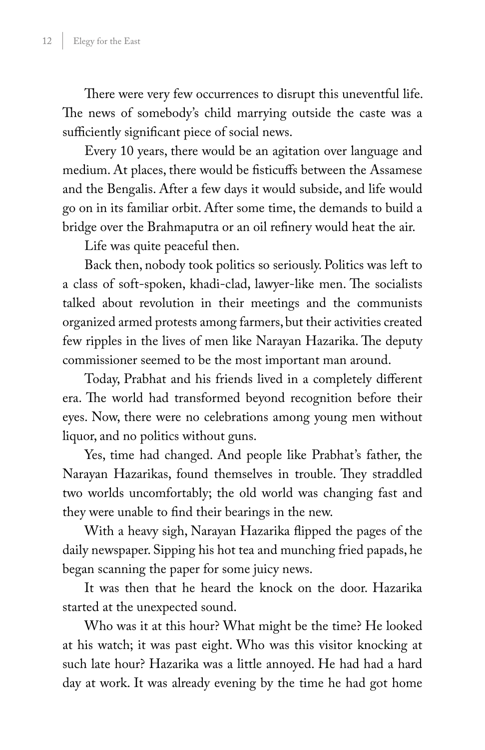There were very few occurrences to disrupt this uneventful life. The news of somebody's child marrying outside the caste was a sufficiently significant piece of social news.

Every 10 years, there would be an agitation over language and medium. At places, there would be fisticuffs between the Assamese and the Bengalis. After a few days it would subside, and life would go on in its familiar orbit. After some time, the demands to build a bridge over the Brahmaputra or an oil refinery would heat the air.

Life was quite peaceful then.

Back then, nobody took politics so seriously. Politics was left to a class of soft-spoken, khadi-clad, lawyer-like men. The socialists talked about revolution in their meetings and the communists organized armed protests among farmers, but their activities created few ripples in the lives of men like Narayan Hazarika. The deputy commissioner seemed to be the most important man around.

Today, Prabhat and his friends lived in a completely different era. The world had transformed beyond recognition before their eyes. Now, there were no celebrations among young men without liquor, and no politics without guns.

Yes, time had changed. And people like Prabhat's father, the Narayan Hazarikas, found themselves in trouble. They straddled two worlds uncomfortably; the old world was changing fast and they were unable to find their bearings in the new.

With a heavy sigh, Narayan Hazarika flipped the pages of the daily newspaper. Sipping his hot tea and munching fried papads, he began scanning the paper for some juicy news.

It was then that he heard the knock on the door. Hazarika started at the unexpected sound.

Who was it at this hour? What might be the time? He looked at his watch; it was past eight. Who was this visitor knocking at such late hour? Hazarika was a little annoyed. He had had a hard day at work. It was already evening by the time he had got home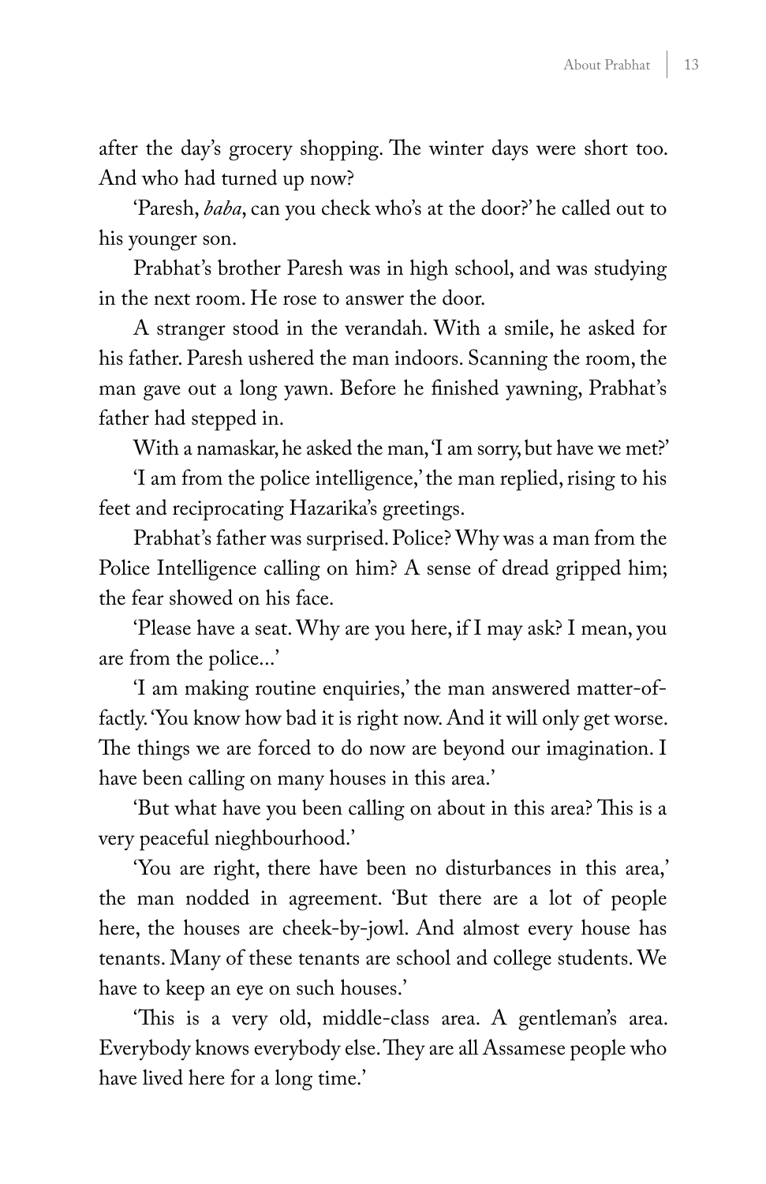after the day's grocery shopping. The winter days were short too. And who had turned up now?

'Paresh, *baba*, can you check who's at the door?' he called out to his younger son.

Prabhat's brother Paresh was in high school, and was studying in the next room. He rose to answer the door.

A stranger stood in the verandah. With a smile, he asked for his father. Paresh ushered the man indoors. Scanning the room, the man gave out a long yawn. Before he finished yawning, Prabhat's father had stepped in.

With a namaskar, he asked the man, 'I am sorry, but have we met?'

'I am from the police intelligence,' the man replied, rising to his feet and reciprocating Hazarika's greetings.

Prabhat's father was surprised. Police? Why was a man from the Police Intelligence calling on him? A sense of dread gripped him; the fear showed on his face.

'Please have a seat. Why are you here, if I may ask? I mean, you are from the police...'

'I am making routine enquiries,' the man answered matter-of-factly. 'You know how bad it is right now. And it will only get worse. The things we are forced to do now are beyond our imagination. I have been calling on many houses in this area.'

'But what have you been calling on about in this area? This is a very peaceful nieghbourhood.'

'You are right, there have been no disturbances in this area,' the man nodded in agreement. 'But there are a lot of people here, the houses are cheek-by-jowl. And almost every house has tenants. Many of these tenants are school and college students. We have to keep an eye on such houses.'

'This is a very old, middle-class area. A gentleman's area. Everybody knows everybody else. They are all Assamese people who have lived here for a long time.'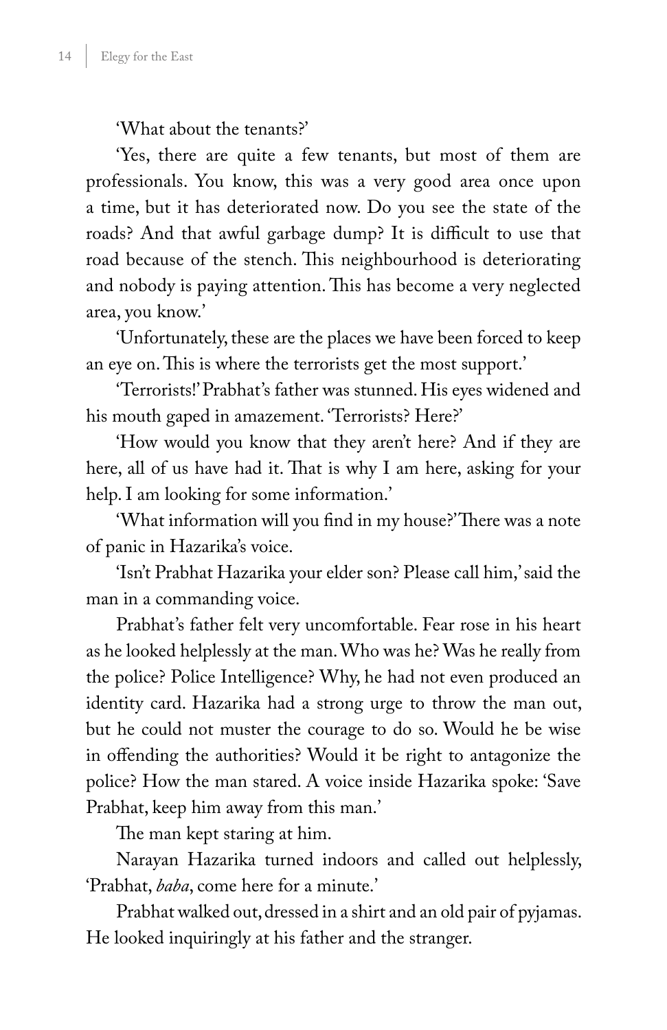'What about the tenants?'

'Yes, there are quite a few tenants, but most of them are professionals. You know, this was a very good area once upon a time, but it has deteriorated now. Do you see the state of the roads? And that awful garbage dump? It is difficult to use that road because of the stench. This neighbourhood is deteriorating and nobody is paying attention. This has become a very neglected area, you know.'

'Unfortunately, these are the places we have been forced to keep an eye on. This is where the terrorists get the most support.'

'Terrorists!' Prabhat's father was stunned. His eyes widened and his mouth gaped in amazement. 'Terrorists? Here?'

'How would you know that they aren't here? And if they are here, all of us have had it. That is why I am here, asking for your help. I am looking for some information.'

'What information will you find in my house?' There was a note of panic in Hazarika's voice.

'Isn't Prabhat Hazarika your elder son? Please call him,' said the man in a commanding voice.

Prabhat's father felt very uncomfortable. Fear rose in his heart as he looked helplessly at the man. Who was he? Was he really from the police? Police Intelligence? Why, he had not even produced an identity card. Hazarika had a strong urge to throw the man out, but he could not muster the courage to do so. Would he be wise in offending the authorities? Would it be right to antagonize the police? How the man stared. A voice inside Hazarika spoke: 'Save Prabhat, keep him away from this man.'

The man kept staring at him.

Narayan Hazarika turned indoors and called out helplessly, 'Prabhat, *baba*, come here for a minute.'

Prabhat walked out, dressed in a shirt and an old pair of pyjamas. He looked inquiringly at his father and the stranger.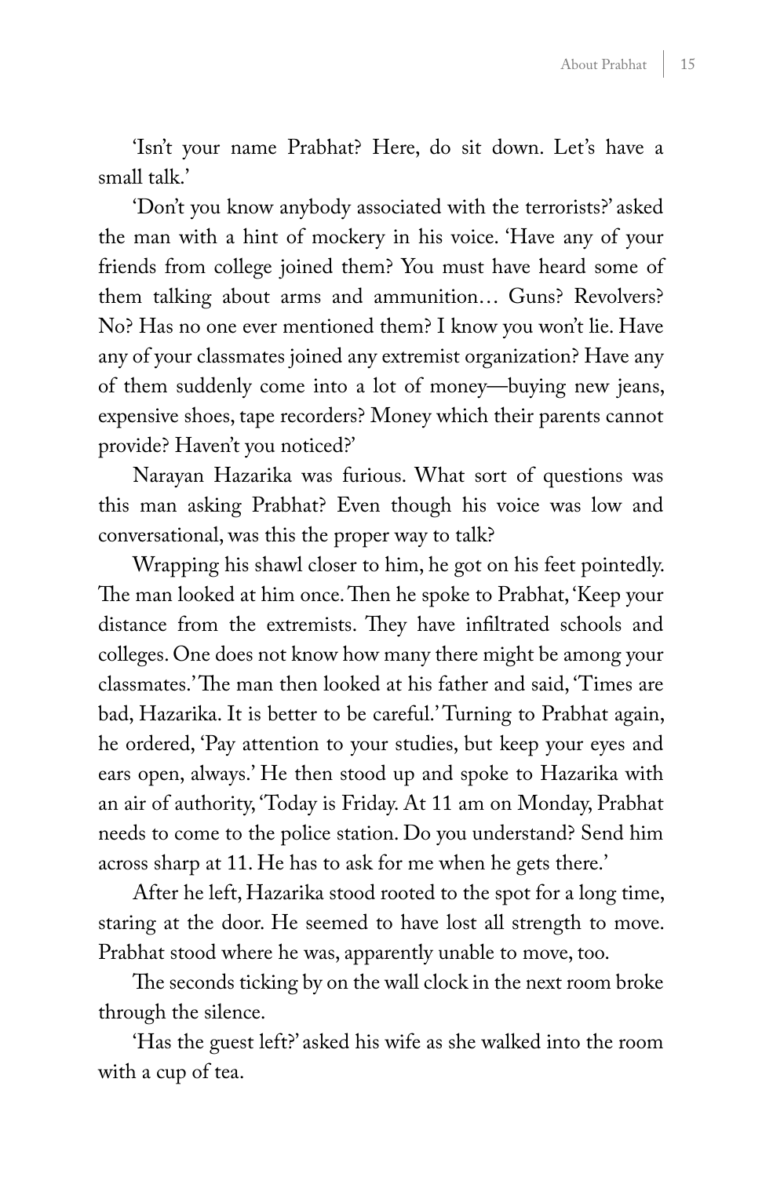'Isn't your name Prabhat? Here, do sit down. Let's have a small talk.'

'Don't you know anybody associated with the terrorists?' asked the man with a hint of mockery in his voice. 'Have any of your friends from college joined them? You must have heard some of them talking about arms and ammunition… Guns? Revolvers? No? Has no one ever mentioned them? I know you won't lie. Have any of your classmates joined any extremist organization? Have any of them suddenly come into a lot of money—buying new jeans, expensive shoes, tape recorders? Money which their parents cannot provide? Haven't you noticed?'

Narayan Hazarika was furious. What sort of questions was this man asking Prabhat? Even though his voice was low and conversational, was this the proper way to talk?

Wrapping his shawl closer to him, he got on his feet pointedly. The man looked at him once. Then he spoke to Prabhat, 'Keep your distance from the extremists. They have infiltrated schools and colleges. One does not know how many there might be among your classmates.' The man then looked at his father and said, 'Times are bad, Hazarika. It is better to be careful.' Turning to Prabhat again, he ordered, 'Pay attention to your studies, but keep your eyes and ears open, always.' He then stood up and spoke to Hazarika with an air of authority, 'Today is Friday. At 11 am on Monday, Prabhat needs to come to the police station. Do you understand? Send him across sharp at 11. He has to ask for me when he gets there.'

After he left, Hazarika stood rooted to the spot for a long time, staring at the door. He seemed to have lost all strength to move. Prabhat stood where he was, apparently unable to move, too.

The seconds ticking by on the wall clock in the next room broke through the silence.

'Has the guest left?' asked his wife as she walked into the room with a cup of tea.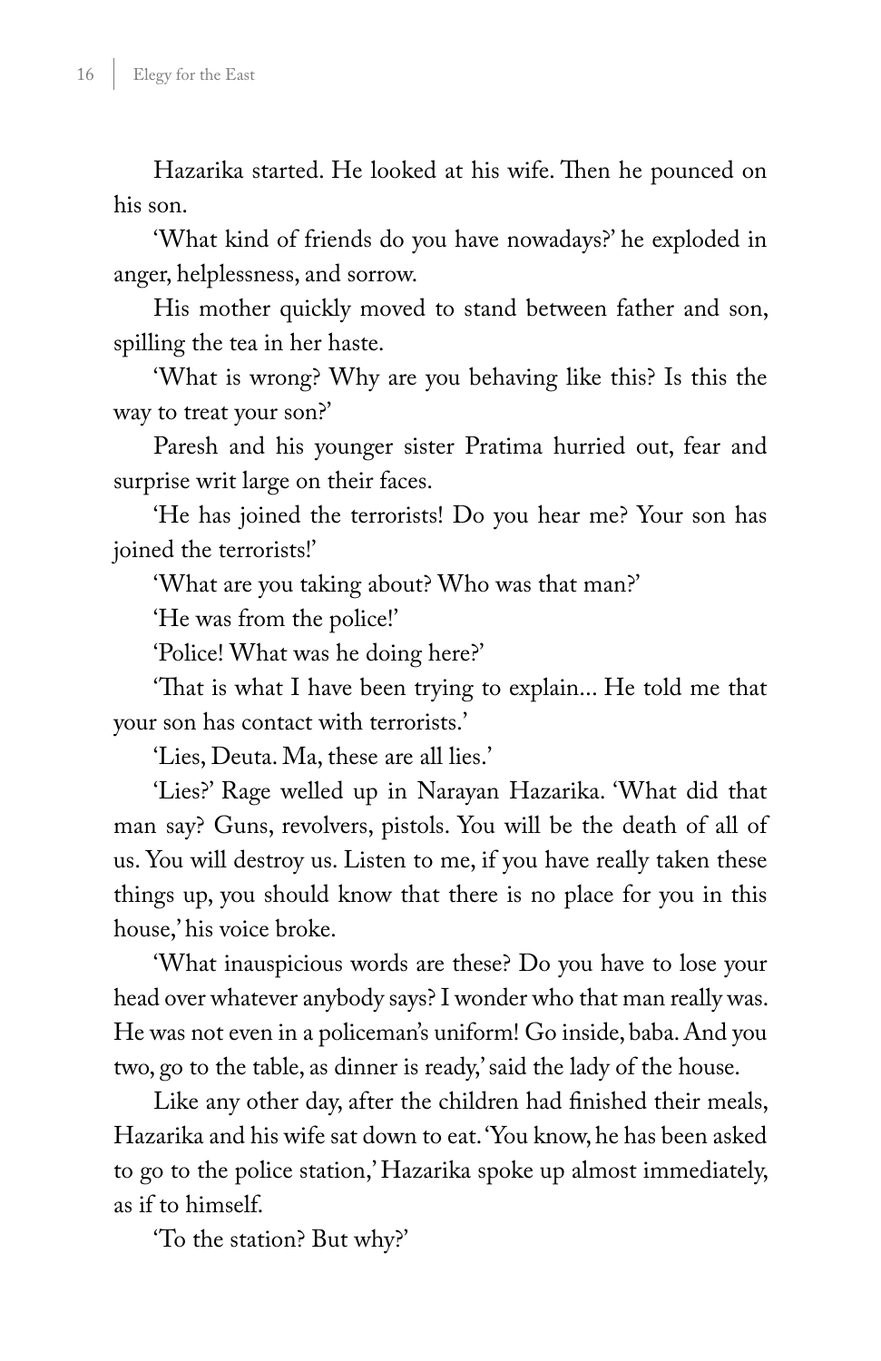Hazarika started. He looked at his wife. Then he pounced on his son.

'What kind of friends do you have nowadays?' he exploded in anger, helplessness, and sorrow.

His mother quickly moved to stand between father and son, spilling the tea in her haste.

'What is wrong? Why are you behaving like this? Is this the way to treat your son?'

Paresh and his younger sister Pratima hurried out, fear and surprise writ large on their faces.

'He has joined the terrorists! Do you hear me? Your son has joined the terrorists!'

'What are you taking about? Who was that man?'

'He was from the police!'

'Police! What was he doing here?'

'That is what I have been trying to explain... He told me that your son has contact with terrorists.'

'Lies, Deuta. Ma, these are all lies.'

'Lies?' Rage welled up in Narayan Hazarika. 'What did that man say? Guns, revolvers, pistols. You will be the death of all of us. You will destroy us. Listen to me, if you have really taken these things up, you should know that there is no place for you in this house,' his voice broke.

'What inauspicious words are these? Do you have to lose your head over whatever anybody says? I wonder who that man really was. He was not even in a policeman's uniform! Go inside, baba. And you two, go to the table, as dinner is ready,' said the lady of the house.

Like any other day, after the children had finished their meals, Hazarika and his wife sat down to eat. 'You know, he has been asked to go to the police station,' Hazarika spoke up almost immediately, as if to himself.

'To the station? But why?'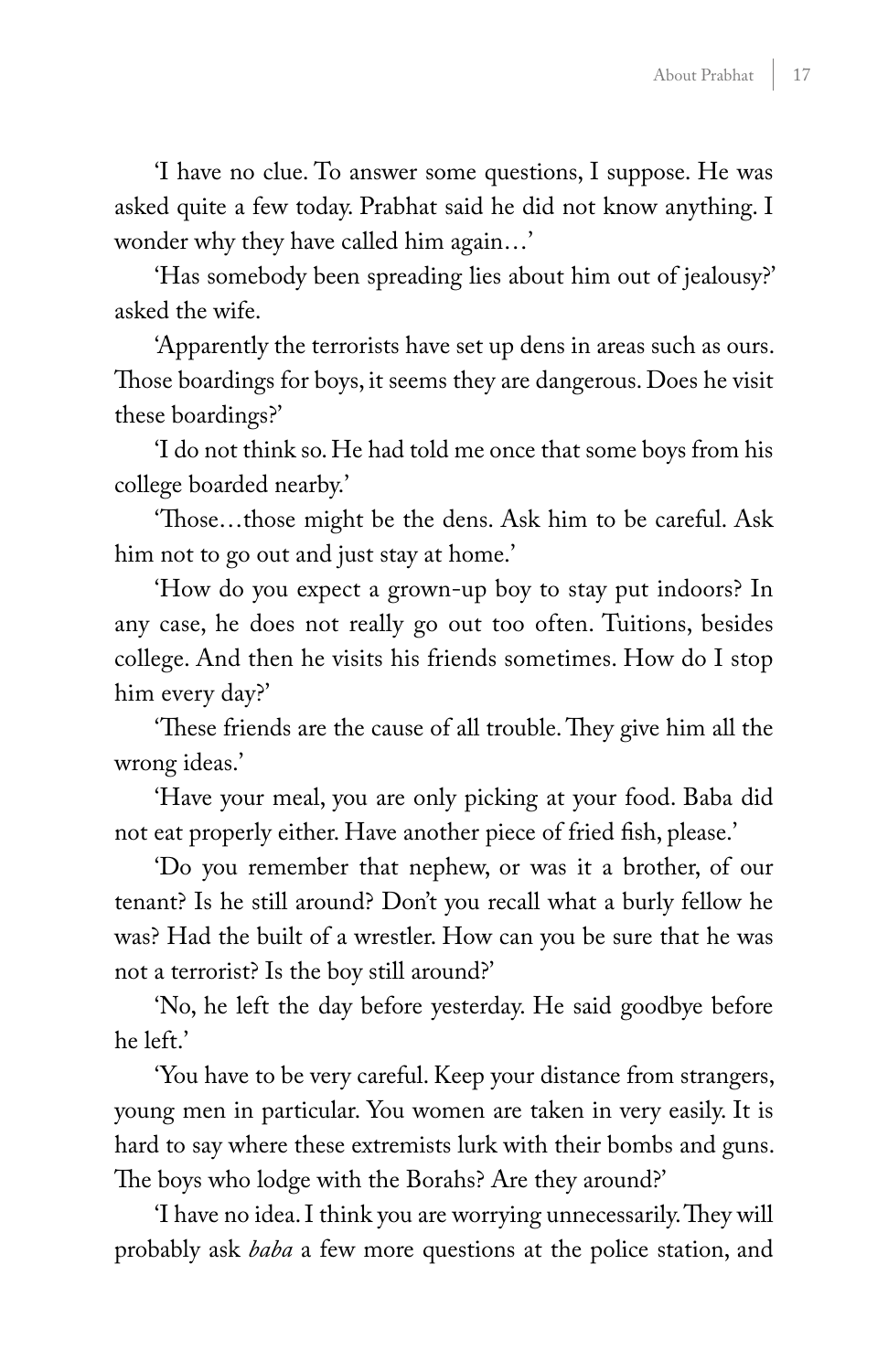'I have no clue. To answer some questions, I suppose. He was asked quite a few today. Prabhat said he did not know anything. I wonder why they have called him again…'

'Has somebody been spreading lies about him out of jealousy?' asked the wife.

'Apparently the terrorists have set up dens in areas such as ours. Those boardings for boys, it seems they are dangerous. Does he visit these boardings?'

'I do not think so. He had told me once that some boys from his college boarded nearby.'

'Those…those might be the dens. Ask him to be careful. Ask him not to go out and just stay at home.'

'How do you expect a grown-up boy to stay put indoors? In any case, he does not really go out too often. Tuitions, besides college. And then he visits his friends sometimes. How do I stop him every day?'

'These friends are the cause of all trouble. They give him all the wrong ideas.'

'Have your meal, you are only picking at your food. Baba did not eat properly either. Have another piece of fried fish, please.'

'Do you remember that nephew, or was it a brother, of our tenant? Is he still around? Don't you recall what a burly fellow he was? Had the built of a wrestler. How can you be sure that he was not a terrorist? Is the boy still around?'

'No, he left the day before yesterday. He said goodbye before he left.'

'You have to be very careful. Keep your distance from strangers, young men in particular. You women are taken in very easily. It is hard to say where these extremists lurk with their bombs and guns. The boys who lodge with the Borahs? Are they around?'

'I have no idea. I think you are worrying unnecessarily. They will probably ask *baba* a few more questions at the police station, and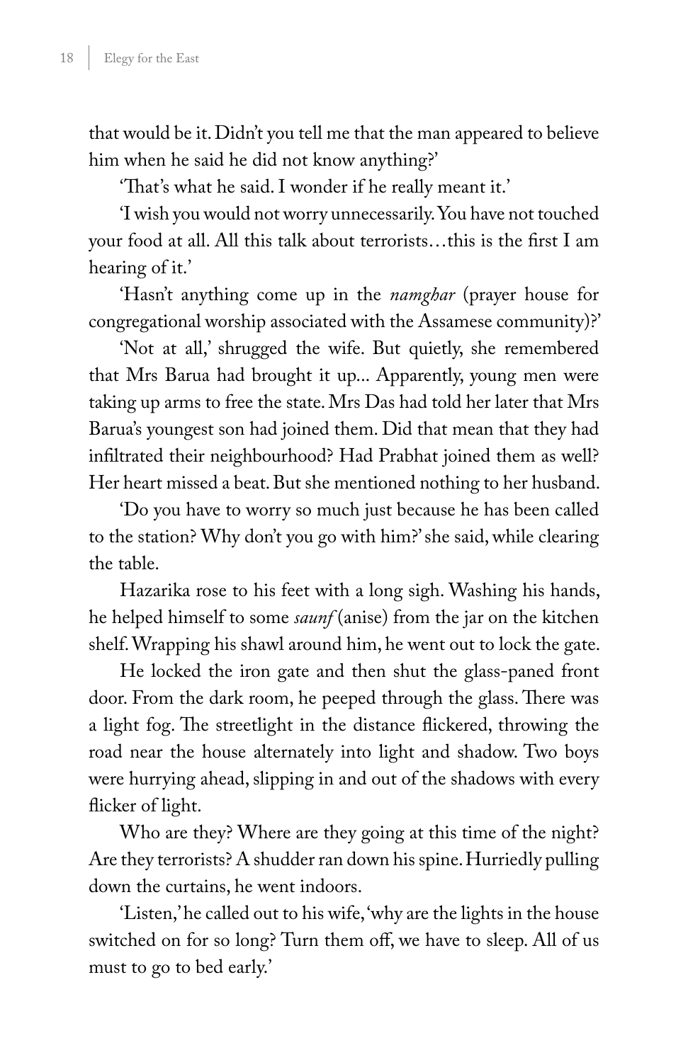that would be it. Didn't you tell me that the man appeared to believe him when he said he did not know anything?'

'That's what he said. I wonder if he really meant it.'

'I wish you would not worry unnecessarily. You have not touched your food at all. All this talk about terrorists…this is the first I am hearing of it.'

'Hasn't anything come up in the *namghar* (prayer house for congregational worship associated with the Assamese community)?'

'Not at all,' shrugged the wife. But quietly, she remembered that Mrs Barua had brought it up... Apparently, young men were taking up arms to free the state. Mrs Das had told her later that Mrs Barua's youngest son had joined them. Did that mean that they had infiltrated their neighbourhood? Had Prabhat joined them as well? Her heart missed a beat. But she mentioned nothing to her husband.

'Do you have to worry so much just because he has been called to the station? Why don't you go with him?' she said, while clearing the table.

Hazarika rose to his feet with a long sigh. Washing his hands, he helped himself to some *saunf* (anise) from the jar on the kitchen shelf. Wrapping his shawl around him, he went out to lock the gate.

He locked the iron gate and then shut the glass-paned front door. From the dark room, he peeped through the glass. There was a light fog. The streetlight in the distance flickered, throwing the road near the house alternately into light and shadow. Two boys were hurrying ahead, slipping in and out of the shadows with every flicker of light.

Who are they? Where are they going at this time of the night? Are they terrorists? A shudder ran down his spine. Hurriedly pulling down the curtains, he went indoors.

'Listen,' he called out to his wife, 'why are the lights in the house switched on for so long? Turn them off, we have to sleep. All of us must to go to bed early.'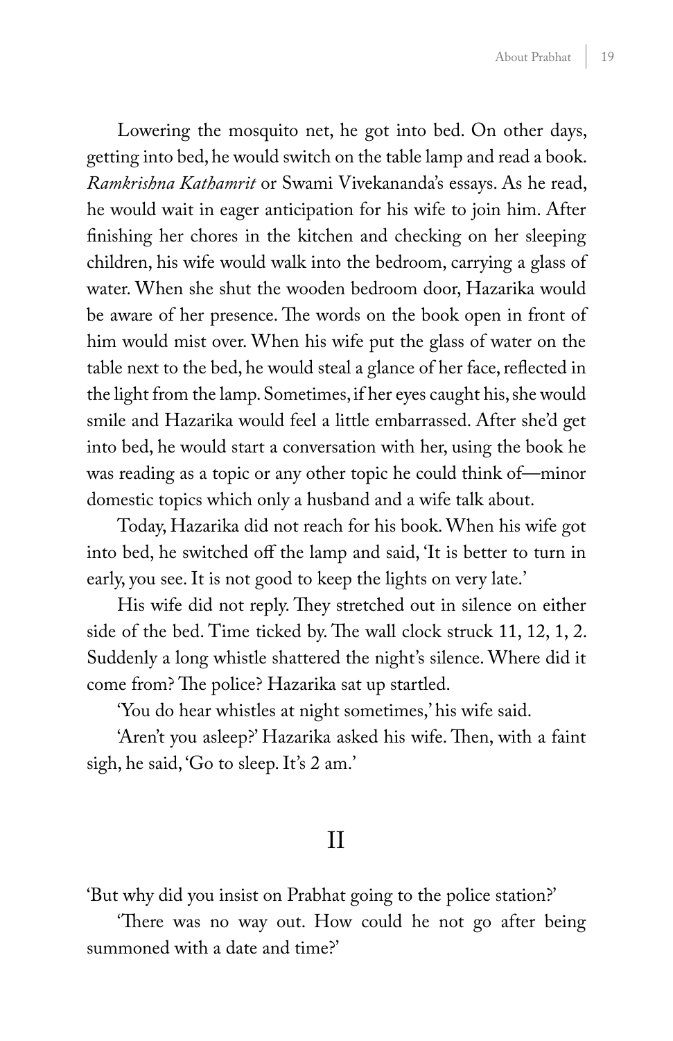Lowering the mosquito net, he got into bed. On other days, getting into bed, he would switch on the table lamp and read a book. *Ramkrishna Kathamrit* or Swami Vivekananda's essays. As he read, he would wait in eager anticipation for his wife to join him. After finishing her chores in the kitchen and checking on her sleeping children, his wife would walk into the bedroom, carrying a glass of water. When she shut the wooden bedroom door, Hazarika would be aware of her presence. The words on the book open in front of him would mist over. When his wife put the glass of water on the table next to the bed, he would steal a glance of her face, reflected in the light from the lamp. Sometimes, if her eyes caught his, she would smile and Hazarika would feel a little embarrassed. After she'd get into bed, he would start a conversation with her, using the book he was reading as a topic or any other topic he could think of—minor domestic topics which only a husband and a wife talk about.

Today, Hazarika did not reach for his book. When his wife got into bed, he switched off the lamp and said, 'It is better to turn in early, you see. It is not good to keep the lights on very late.'

His wife did not reply. They stretched out in silence on either side of the bed. Time ticked by. The wall clock struck 11, 12, 1, 2. Suddenly a long whistle shattered the night's silence. Where did it come from? The police? Hazarika sat up startled.

'You do hear whistles at night sometimes,' his wife said.

'Aren't you asleep?' Hazarika asked his wife. Then, with a faint sigh, he said, 'Go to sleep. It's 2 am.'

## II

'But why did you insist on Prabhat going to the police station?'

'There was no way out. How could he not go after being summoned with a date and time?'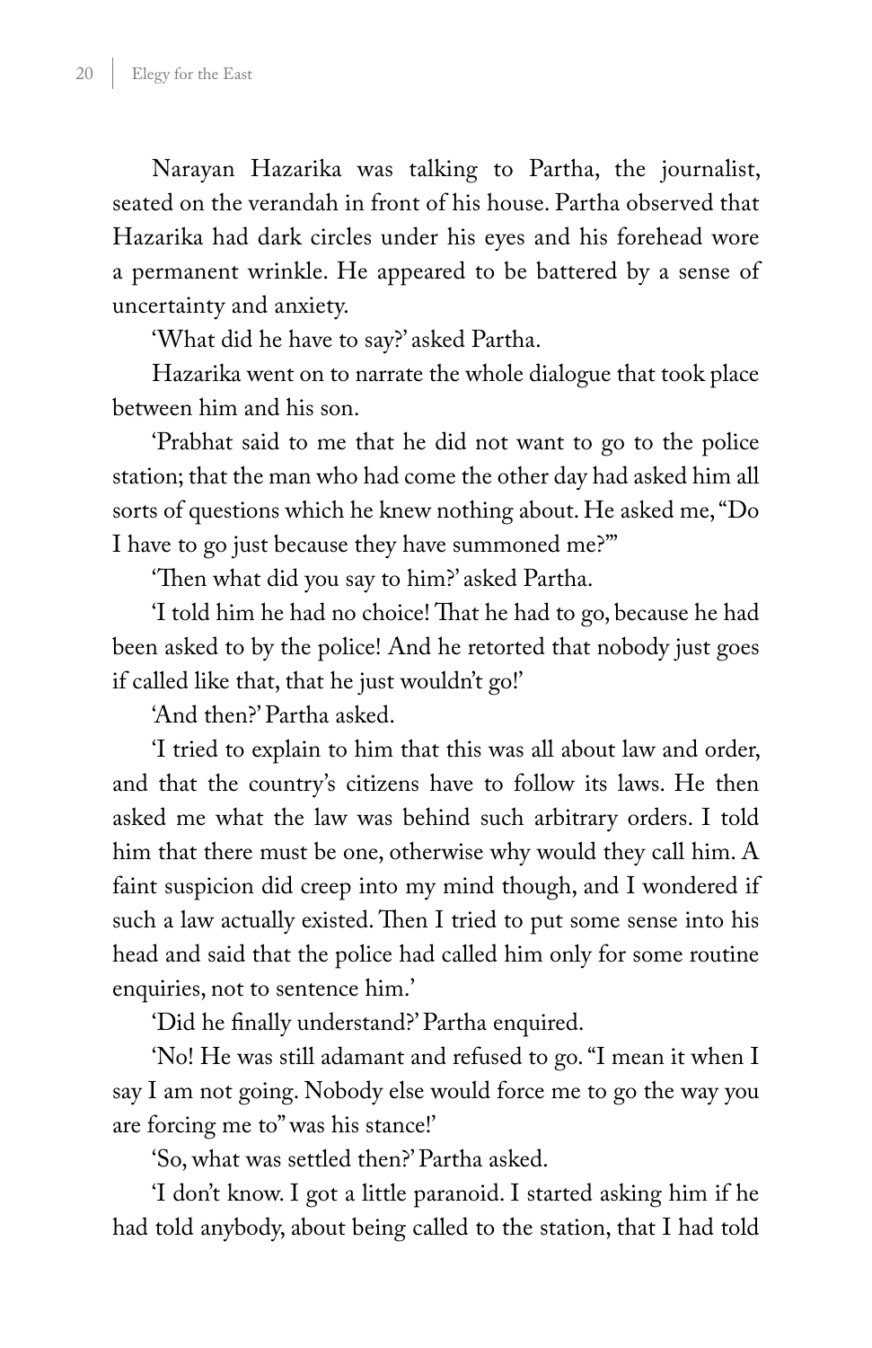Narayan Hazarika was talking to Partha, the journalist, seated on the verandah in front of his house. Partha observed that Hazarika had dark circles under his eyes and his forehead wore a permanent wrinkle. He appeared to be battered by a sense of uncertainty and anxiety.

'What did he have to say?' asked Partha.

Hazarika went on to narrate the whole dialogue that took place between him and his son.

'Prabhat said to me that he did not want to go to the police station; that the man who had come the other day had asked him all sorts of questions which he knew nothing about. He asked me, "Do I have to go just because they have summoned me?"'

'Then what did you say to him?' asked Partha.

'I told him he had no choice! That he had to go, because he had been asked to by the police! And he retorted that nobody just goes if called like that, that he just wouldn't go!'

'And then?' Partha asked.

'I tried to explain to him that this was all about law and order, and that the country's citizens have to follow its laws. He then asked me what the law was behind such arbitrary orders. I told him that there must be one, otherwise why would they call him. A faint suspicion did creep into my mind though, and I wondered if such a law actually existed. Then I tried to put some sense into his head and said that the police had called him only for some routine enquiries, not to sentence him.'

'Did he finally understand?' Partha enquired.

'No! He was still adamant and refused to go. "I mean it when I say I am not going. Nobody else would force me to go the way you are forcing me to" was his stance!'

'So, what was settled then?' Partha asked.

'I don't know. I got a little paranoid. I started asking him if he had told anybody, about being called to the station, that I had told